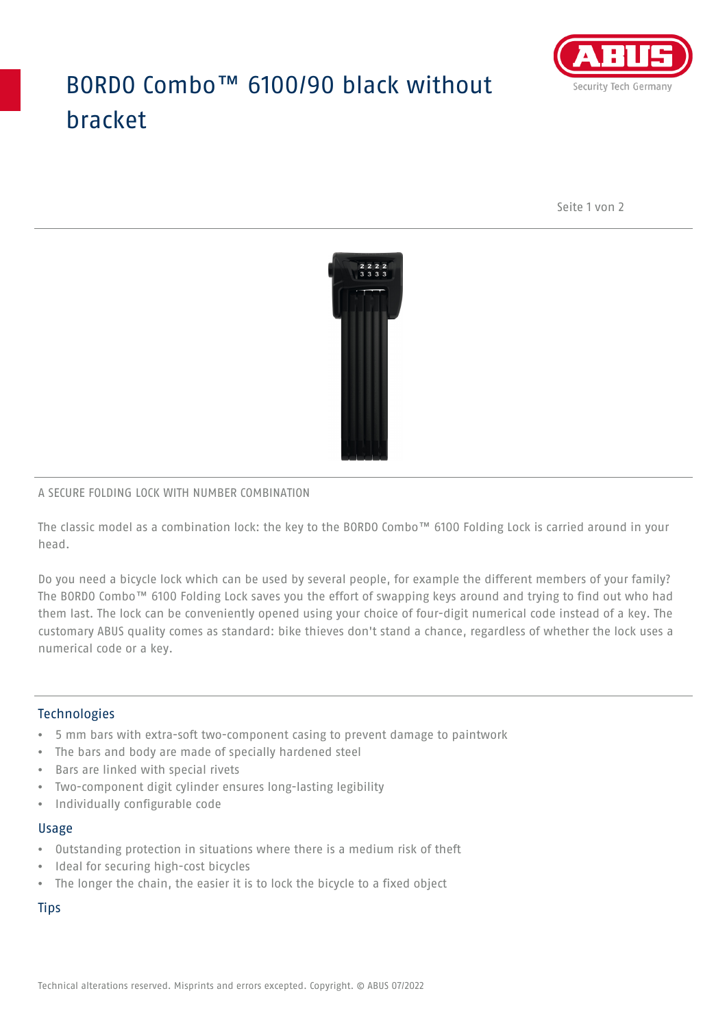# BORDO Combo™ 6100/90 black without bracket

A SECURE FOLDING LOCK WITH NUMBER COMBINATION

The classic model as a combination lock: the key to the BORDO Combo™ 6100 Folding Lock is carried around in your head.

Do you need a bicycle lock which can be used by several people, for example the different members of your family? The BORDO Combo™ 6100 Folding Lock saves you the effort of swapping keys around and trying to find out who had them last. The lock can be conveniently opened using your choice of four-digit numerical code instead of a key. The customary ABUS quality comes as standard: bike thieves don't stand a chance, regardless of whether the lock uses a numerical code or a key.

## Technologies

- 5 mm bars with extra-soft two-component casing to prevent damage to paintwork
- The bars and body are made of specially hardened steel
- Bars are linked with special rivets
- Two-component digit cylinder ensures long-lasting legibility
- Individually configurable code

## Usage

- Outstanding protection in situations where there is a medium risk of theft
- Ideal for securing high-cost bicycles
- The longer the chain, the easier it is to lock the bicycle to a fixed object

## Tips

Technical alterations reserved. Misprints and errors excepted. Copyright. © ABUS 07/2022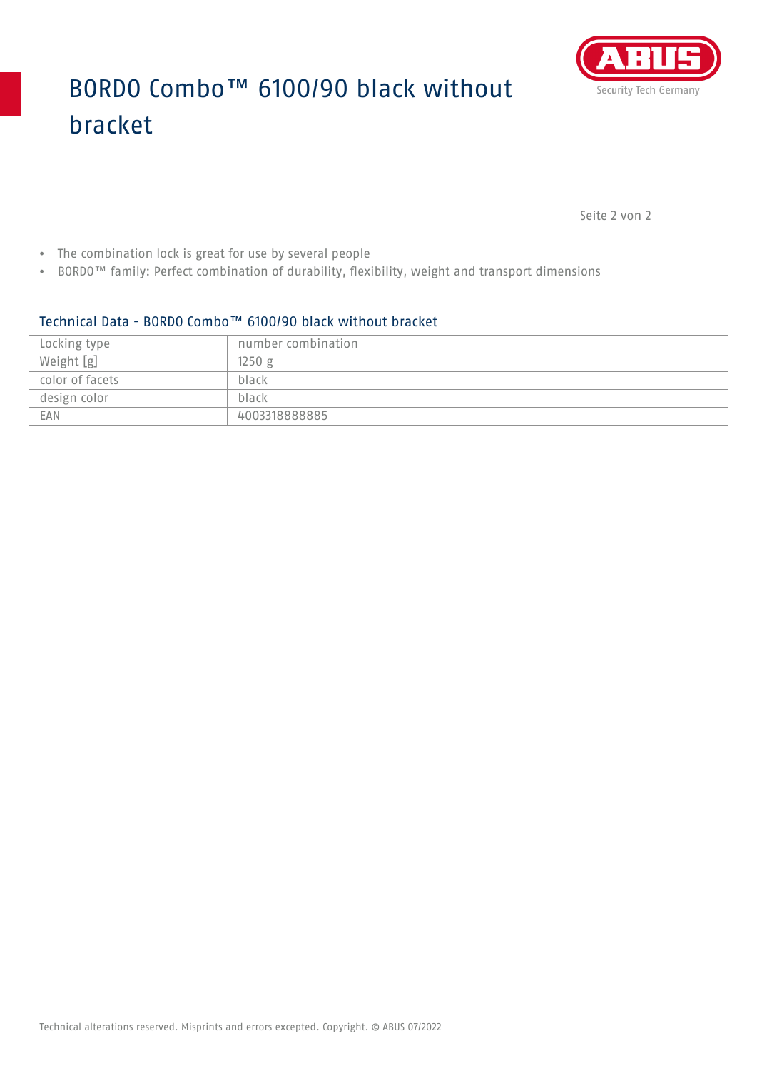# BORDO Combo™ 6100/90 black without bracket

- The combination lock is great for use by several people
- BORDO™ family: Perfect combination of durability, flexibility, weight and transport dimensions

## Technical Data - BORDO Combo™ 6100/90 black without bracket

| | |
|---|---|
| Locking type | number combination |
| Weight [g] | 1250 g |
| color of facets | black |
| design color | black |
| EAN | 4003318888885 |

Technical alterations reserved. Misprints and errors excepted. Copyright. © ABUS 07/2022